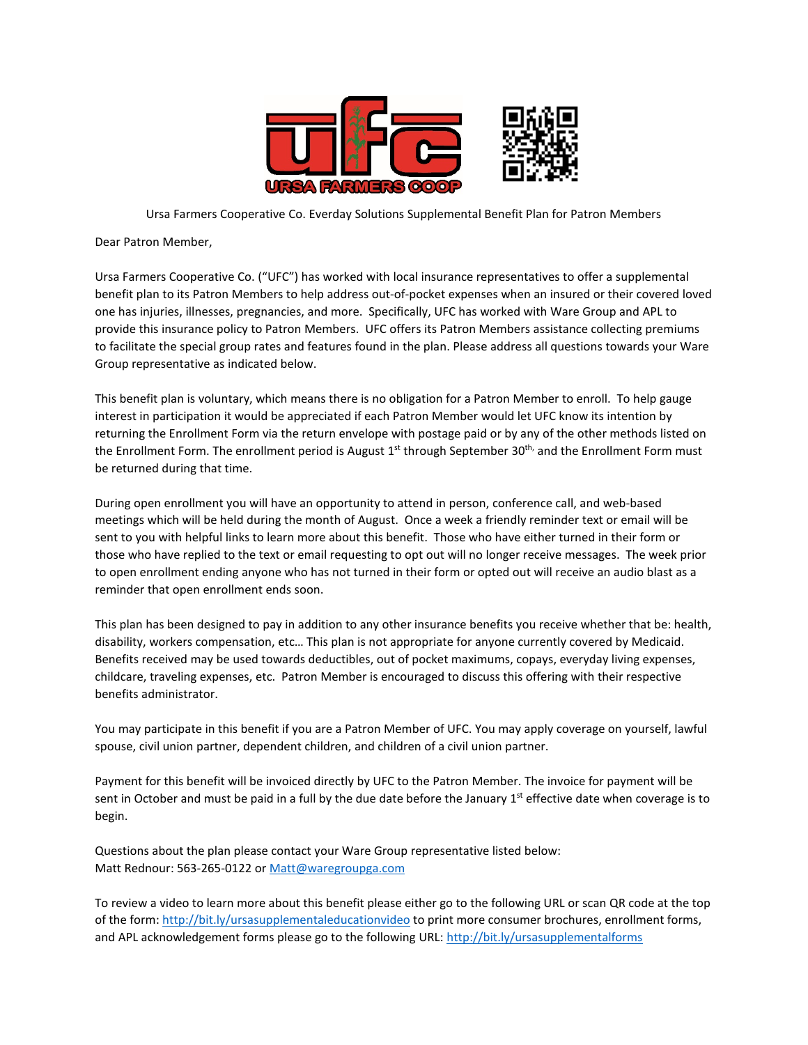Ursa Farmers Cooperative Co. Everday Solutions Supplemental Benefit Plan for Patron Members

Dear Patron Member,

Ursa Farmers Cooperative Co. ("UFC") has worked with local insurance representatives to offer a supplemental benefit plan to its Patron Members to help address out-of-pocket expenses when an insured or their covered loved one has injuries, illnesses, pregnancies, and more. Specifically, UFC has worked with Ware Group and APL to provide this insurance policy to Patron Members. UFC offers its Patron Members assistance collecting premiums to facilitate the special group rates and features found in the plan. Please address all questions towards your Ware Group representative as indicated below.

This benefit plan is voluntary, which means there is no obligation for a Patron Member to enroll. To help gauge interest in participation it would be appreciated if each Patron Member would let UFC know its intention by returning the Enrollment Form via the return envelope with postage paid or by any of the other methods listed on the Enrollment Form. The enrollment period is August 1st through September 30th, and the Enrollment Form must be returned during that time.

During open enrollment you will have an opportunity to attend in person, conference call, and web-based meetings which will be held during the month of August. Once a week a friendly reminder text or email will be sent to you with helpful links to learn more about this benefit. Those who have either turned in their form or those who have replied to the text or email requesting to opt out will no longer receive messages. The week prior to open enrollment ending anyone who has not turned in their form or opted out will receive an audio blast as a reminder that open enrollment ends soon.

This plan has been designed to pay in addition to any other insurance benefits you receive whether that be: health, disability, workers compensation, etc… This plan is not appropriate for anyone currently covered by Medicaid. Benefits received may be used towards deductibles, out of pocket maximums, copays, everyday living expenses, childcare, traveling expenses, etc. Patron Member is encouraged to discuss this offering with their respective benefits administrator.

You may participate in this benefit if you are a Patron Member of UFC. You may apply coverage on yourself, lawful spouse, civil union partner, dependent children, and children of a civil union partner.

Payment for this benefit will be invoiced directly by UFC to the Patron Member. The invoice for payment will be sent in October and must be paid in a full by the due date before the January 1st effective date when coverage is to begin.

Questions about the plan please contact your Ware Group representative listed below:
Matt Rednour: 563-265-0122 or Matt@waregroupga.com

To review a video to learn more about this benefit please either go to the following URL or scan QR code at the top of the form: http://bit.ly/ursasupplementaleducationvideo to print more consumer brochures, enrollment forms, and APL acknowledgement forms please go to the following URL: http://bit.ly/ursasupplementalforms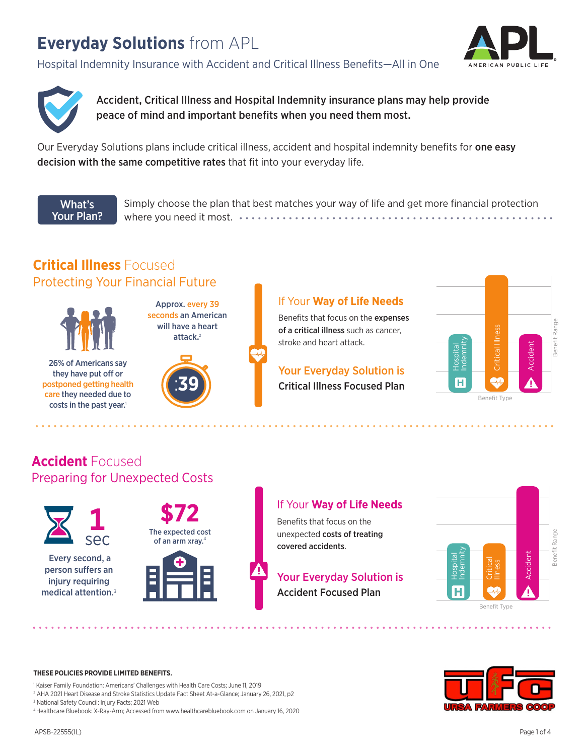# **Everyday Solutions** from APL

Hospital Indemnity Insurance with Accident and Critical Illness Benefits—All in One

AMERICAN PUBLIC LIFE

**Accident, Critical Illness and Hospital Indemnity insurance plans may help provide peace of mind and important benefits when you need them most.**

Our Everyday Solutions plans include critical illness, accident and hospital indemnity benefits for **one easy decision with the same competitive rates** that fit into your everyday life.

**What's Your Plan?**

Simply choose the plan that best matches your way of life and get more financial protection where you need it most.

## **Critical Illness** Focused

## Protecting Your Financial Future

26% of Americans say they have put off or postponed getting health care they needed due to costs in the past year.[1]

Approx. every 39 seconds an American will have a heart attack.[2]

:39

### If Your **Way of Life Needs**

Benefits that focus on the **expenses of a critical illness** such as cancer, stroke and heart attack.

### Your Everyday Solution is

**Critical Illness Focused Plan**

Benefit Range: Hospital Indemnity, Critical Illness, Accident (Benefit Type)

## **Accident** Focused

## Preparing for Unexpected Costs

1 sec

Every second, a person suffers an injury requiring medical attention.[3]

**$72**

The expected cost of an arm xray.[4]

### If Your **Way of Life Needs**

Benefits that focus on the unexpected **costs of treating covered accidents**.

### Your Everyday Solution is

**Accident Focused Plan**

Benefit Range: Hospital Indemnity, Critical Illness, Accident (Benefit Type)

**THESE POLICIES PROVIDE LIMITED BENEFITS.**

[1] Kaiser Family Foundation: Americans' Challenges with Health Care Costs; June 11, 2019
[2] AHA 2021 Heart Disease and Stroke Statistics Update Fact Sheet At-a-Glance; January 26, 2021, p2
[3] National Safety Council: Injury Facts; 2021 Web
[4] Healthcare Bluebook: X-Ray-Arm; Accessed from www.healthcarebluebook.com on January 16, 2020

URSA FARMERS COOP

APSB-22555(IL)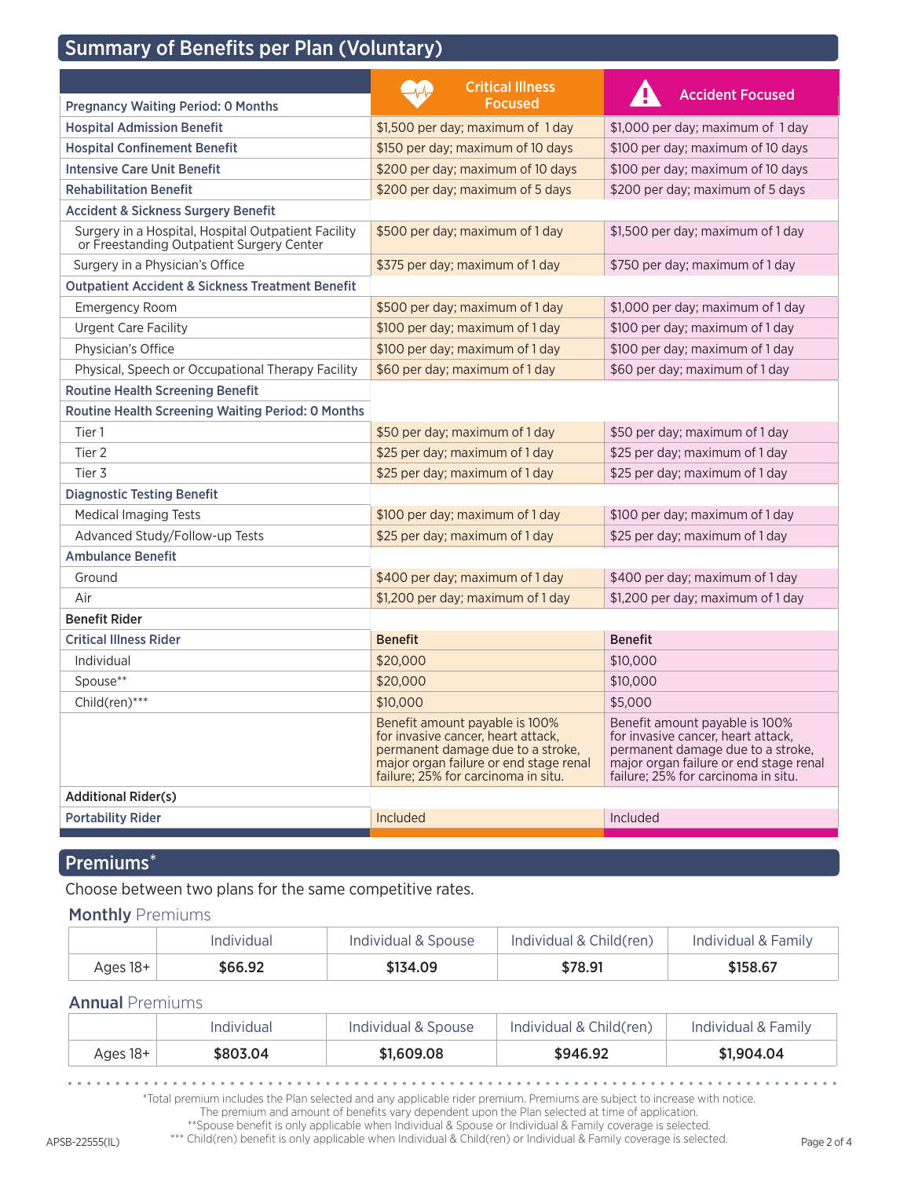## Summary of Benefits per Plan (Voluntary)

| | Critical Illness Focused | Accident Focused |
|---|---|---|
| **Pregnancy Waiting Period: 0 Months** | | |
| **Hospital Admission Benefit** | $1,500 per day; maximum of 1 day | $1,000 per day; maximum of 1 day |
| **Hospital Confinement Benefit** | $150 per day; maximum of 10 days | $100 per day; maximum of 10 days |
| **Intensive Care Unit Benefit** | $200 per day; maximum of 10 days | $100 per day; maximum of 10 days |
| **Rehabilitation Benefit** | $200 per day; maximum of 5 days | $200 per day; maximum of 5 days |
| **Accident & Sickness Surgery Benefit** | | |
| Surgery in a Hospital, Hospital Outpatient Facility or Freestanding Outpatient Surgery Center | $500 per day; maximum of 1 day | $1,500 per day; maximum of 1 day |
| Surgery in a Physician's Office | $375 per day; maximum of 1 day | $750 per day; maximum of 1 day |
| **Outpatient Accident & Sickness Treatment Benefit** | | |
| Emergency Room | $500 per day; maximum of 1 day | $1,000 per day; maximum of 1 day |
| Urgent Care Facility | $100 per day; maximum of 1 day | $100 per day; maximum of 1 day |
| Physician's Office | $100 per day; maximum of 1 day | $100 per day; maximum of 1 day |
| Physical, Speech or Occupational Therapy Facility | $60 per day; maximum of 1 day | $60 per day; maximum of 1 day |
| **Routine Health Screening Benefit** | | |
| **Routine Health Screening Waiting Period: 0 Months** | | |
| Tier 1 | $50 per day; maximum of 1 day | $50 per day; maximum of 1 day |
| Tier 2 | $25 per day; maximum of 1 day | $25 per day; maximum of 1 day |
| Tier 3 | $25 per day; maximum of 1 day | $25 per day; maximum of 1 day |
| **Diagnostic Testing Benefit** | | |
| Medical Imaging Tests | $100 per day; maximum of 1 day | $100 per day; maximum of 1 day |
| Advanced Study/Follow-up Tests | $25 per day; maximum of 1 day | $25 per day; maximum of 1 day |
| **Ambulance Benefit** | | |
| Ground | $400 per day; maximum of 1 day | $400 per day; maximum of 1 day |
| Air | $1,200 per day; maximum of 1 day | $1,200 per day; maximum of 1 day |
| **Benefit Rider** | | |
| **Critical Illness Rider** | **Benefit** | **Benefit** |
| Individual | $20,000 | $10,000 |
| Spouse** | $20,000 | $10,000 |
| Child(ren)*** | $10,000 | $5,000 |
| | Benefit amount payable is 100% for invasive cancer, heart attack, permanent damage due to a stroke, major organ failure or end stage renal failure; 25% for carcinoma in situ. | Benefit amount payable is 100% for invasive cancer, heart attack, permanent damage due to a stroke, major organ failure or end stage renal failure; 25% for carcinoma in situ. |
| **Additional Rider(s)** | | |
| **Portability Rider** | Included | Included |

## Premiums*

Choose between two plans for the same competitive rates.

### **Monthly** Premiums

| | Individual | Individual & Spouse | Individual & Child(ren) | Individual & Family |
|---|---|---|---|---|
| Ages 18+ | **$66.92** | **$134.09** | **$78.91** | **$158.67** |

### **Annual** Premiums

| | Individual | Individual & Spouse | Individual & Child(ren) | Individual & Family |
|---|---|---|---|---|
| Ages 18+ | **$803.04** | **$1,609.08** | **$946.92** | **$1,904.04** |

*Total premium includes the Plan selected and any applicable rider premium. Premiums are subject to increase with notice. The premium and amount of benefits vary dependent upon the Plan selected at time of application.
**Spouse benefit is only applicable when Individual & Spouse or Individual & Family coverage is selected.
*** Child(ren) benefit is only applicable when Individual & Child(ren) or Individual & Family coverage is selected.

APSB-22555(IL)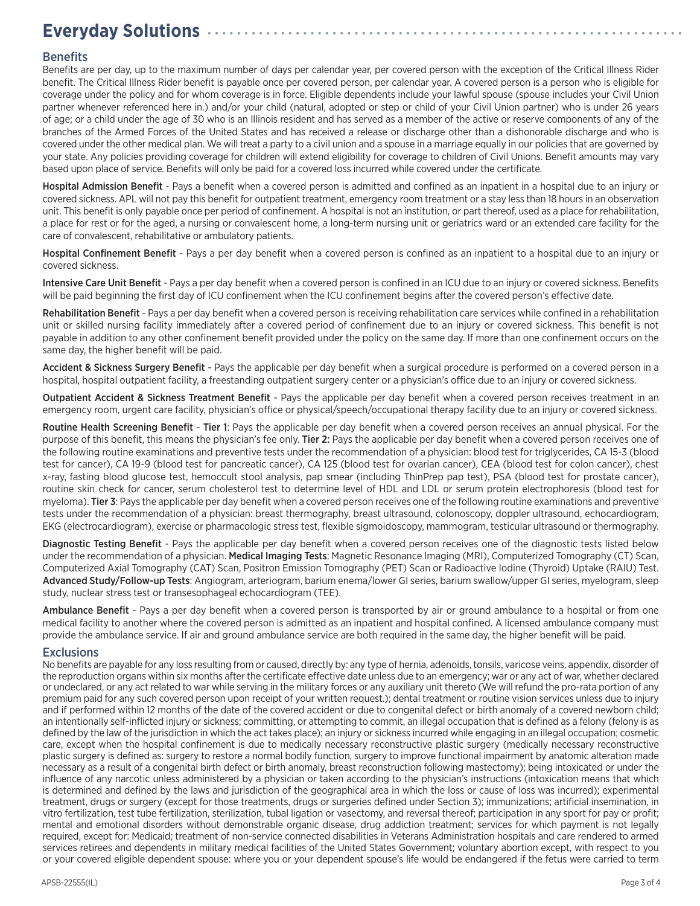# Everyday Solutions

## Benefits

Benefits are per day, up to the maximum number of days per calendar year, per covered person with the exception of the Critical Illness Rider benefit. The Critical Illness Rider benefit is payable once per covered person, per calendar year. A covered person is a person who is eligible for coverage under the policy and for whom coverage is in force. Eligible dependents include your lawful spouse (spouse includes your Civil Union partner whenever referenced here in.) and/or your child (natural, adopted or step or child of your Civil Union partner) who is under 26 years of age; or a child under the age of 30 who is an Illinois resident and has served as a member of the active or reserve components of any of the branches of the Armed Forces of the United States and has received a release or discharge other than a dishonorable discharge and who is covered under the other medical plan. We will treat a party to a civil union and a spouse in a marriage equally in our policies that are governed by your state. Any policies providing coverage for children will extend eligibility for coverage to children of Civil Unions. Benefit amounts may vary based upon place of service. Benefits will only be paid for a covered loss incurred while covered under the certificate.

**Hospital Admission Benefit** - Pays a benefit when a covered person is admitted and confined as an inpatient in a hospital due to an injury or covered sickness. APL will not pay this benefit for outpatient treatment, emergency room treatment or a stay less than 18 hours in an observation unit. This benefit is only payable once per period of confinement. A hospital is not an institution, or part thereof, used as a place for rehabilitation, a place for rest or for the aged, a nursing or convalescent home, a long-term nursing unit or geriatrics ward or an extended care facility for the care of convalescent, rehabilitative or ambulatory patients.

**Hospital Confinement Benefit** - Pays a per day benefit when a covered person is confined as an inpatient to a hospital due to an injury or covered sickness.

**Intensive Care Unit Benefit** - Pays a per day benefit when a covered person is confined in an ICU due to an injury or covered sickness. Benefits will be paid beginning the first day of ICU confinement when the ICU confinement begins after the covered person's effective date.

**Rehabilitation Benefit** - Pays a per day benefit when a covered person is receiving rehabilitation care services while confined in a rehabilitation unit or skilled nursing facility immediately after a covered period of confinement due to an injury or covered sickness. This benefit is not payable in addition to any other confinement benefit provided under the policy on the same day. If more than one confinement occurs on the same day, the higher benefit will be paid.

**Accident & Sickness Surgery Benefit** - Pays the applicable per day benefit when a surgical procedure is performed on a covered person in a hospital, hospital outpatient facility, a freestanding outpatient surgery center or a physician's office due to an injury or covered sickness.

**Outpatient Accident & Sickness Treatment Benefit** - Pays the applicable per day benefit when a covered person receives treatment in an emergency room, urgent care facility, physician's office or physical/speech/occupational therapy facility due to an injury or covered sickness.

**Routine Health Screening Benefit** - **Tier 1**: Pays the applicable per day benefit when a covered person receives an annual physical. For the purpose of this benefit, this means the physician's fee only. **Tier 2:** Pays the applicable per day benefit when a covered person receives one of the following routine examinations and preventive tests under the recommendation of a physician: blood test for triglycerides, CA 15-3 (blood test for cancer), CA 19-9 (blood test for pancreatic cancer), CA 125 (blood test for ovarian cancer), CEA (blood test for colon cancer), chest x-ray, fasting blood glucose test, hemoccult stool analysis, pap smear (including ThinPrep pap test), PSA (blood test for prostate cancer), routine skin check for cancer, serum cholesterol test to determine level of HDL and LDL or serum protein electrophoresis (blood test for myeloma). **Tier 3**: Pays the applicable per day benefit when a covered person receives one of the following routine examinations and preventive tests under the recommendation of a physician: breast thermography, breast ultrasound, colonoscopy, doppler ultrasound, echocardiogram, EKG (electrocardiogram), exercise or pharmacologic stress test, flexible sigmoidoscopy, mammogram, testicular ultrasound or thermography.

**Diagnostic Testing Benefit** - Pays the applicable per day benefit when a covered person receives one of the diagnostic tests listed below under the recommendation of a physician. **Medical Imaging Tests**: Magnetic Resonance Imaging (MRI), Computerized Tomography (CT) Scan, Computerized Axial Tomography (CAT) Scan, Positron Emission Tomography (PET) Scan or Radioactive Iodine (Thyroid) Uptake (RAIU) Test. **Advanced Study/Follow-up Tests**: Angiogram, arteriogram, barium enema/lower GI series, barium swallow/upper GI series, myelogram, sleep study, nuclear stress test or transesophageal echocardiogram (TEE).

**Ambulance Benefit** - Pays a per day benefit when a covered person is transported by air or ground ambulance to a hospital or from one medical facility to another where the covered person is admitted as an inpatient and hospital confined. A licensed ambulance company must provide the ambulance service. If air and ground ambulance service are both required in the same day, the higher benefit will be paid.

## Exclusions

No benefits are payable for any loss resulting from or caused, directly by: any type of hernia, adenoids, tonsils, varicose veins, appendix, disorder of the reproduction organs within six months after the certificate effective date unless due to an emergency; war or any act of war, whether declared or undeclared, or any act related to war while serving in the military forces or any auxiliary unit thereto (We will refund the pro-rata portion of any premium paid for any such covered person upon receipt of your written request.); dental treatment or routine vision services unless due to injury and if performed within 12 months of the date of the covered accident or due to congenital defect or birth anomaly of a covered newborn child; an intentionally self-inflicted injury or sickness; committing, or attempting to commit, an illegal occupation that is defined as a felony (felony is as defined by the law of the jurisdiction in which the act takes place); an injury or sickness incurred while engaging in an illegal occupation; cosmetic care, except when the hospital confinement is due to medically necessary reconstructive plastic surgery (medically necessary reconstructive plastic surgery is defined as: surgery to restore a normal bodily function, surgery to improve functional impairment by anatomic alteration made necessary as a result of a congenital birth defect or birth anomaly, breast reconstruction following mastectomy); being intoxicated or under the influence of any narcotic unless administered by a physician or taken according to the physician's instructions (intoxication means that which is determined and defined by the laws and jurisdiction of the geographical area in which the loss or cause of loss was incurred); experimental treatment, drugs or surgery (except for those treatments, drugs or surgeries defined under Section 3); immunizations; artificial insemination, in vitro fertilization, test tube fertilization, sterilization, tubal ligation or vasectomy, and reversal thereof; participation in any sport for pay or profit; mental and emotional disorders without demonstrable organic disease, drug addiction treatment; services for which payment is not legally required, except for: Medicaid; treatment of non-service connected disabilities in Veterans Administration hospitals and care rendered to armed services retirees and dependents in military medical facilities of the United States Government; voluntary abortion except, with respect to you or your covered eligible dependent spouse: where you or your dependent spouse's life would be endangered if the fetus were carried to term

APSB-22555(IL)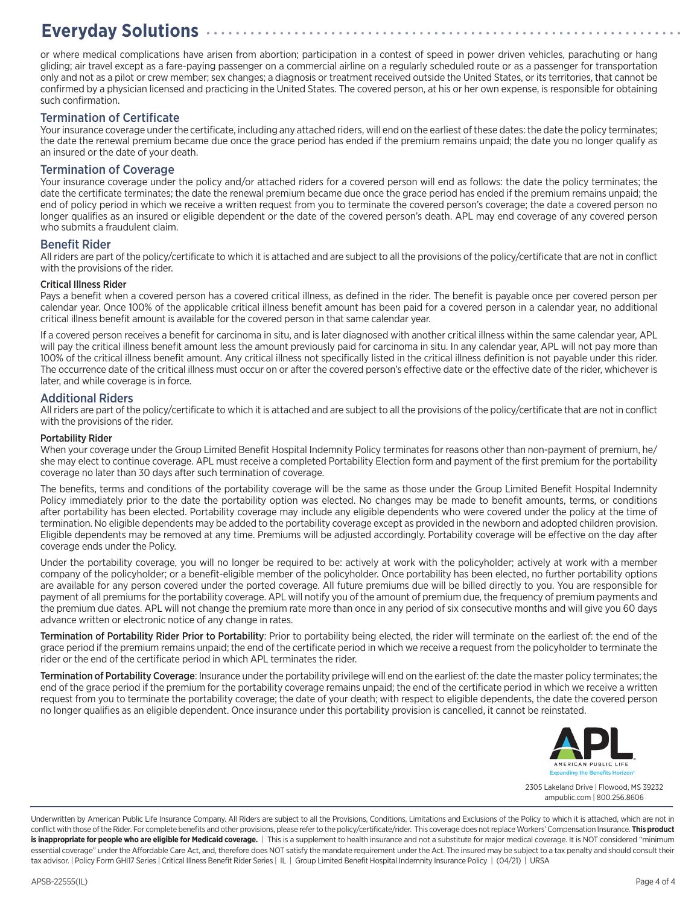or where medical complications have arisen from abortion; participation in a contest of speed in power driven vehicles, parachuting or hang gliding; air travel except as a fare-paying passenger on a commercial airline on a regularly scheduled route or as a passenger for transportation only and not as a pilot or crew member; sex changes; a diagnosis or treatment received outside the United States, or its territories, that cannot be confirmed by a physician licensed and practicing in the United States. The covered person, at his or her own expense, is responsible for obtaining such confirmation.

## Termination of Certificate

Your insurance coverage under the certificate, including any attached riders, will end on the earliest of these dates: the date the policy terminates; the date the renewal premium became due once the grace period has ended if the premium remains unpaid; the date you no longer qualify as an insured or the date of your death.

## Termination of Coverage

Your insurance coverage under the policy and/or attached riders for a covered person will end as follows: the date the policy terminates; the date the certificate terminates; the date the renewal premium became due once the grace period has ended if the premium remains unpaid; the end of policy period in which we receive a written request from you to terminate the covered person's coverage; the date a covered person no longer qualifies as an insured or eligible dependent or the date of the covered person's death. APL may end coverage of any covered person who submits a fraudulent claim.

## Benefit Rider

All riders are part of the policy/certificate to which it is attached and are subject to all the provisions of the policy/certificate that are not in conflict with the provisions of the rider.

### Critical Illness Rider

Pays a benefit when a covered person has a covered critical illness, as defined in the rider. The benefit is payable once per covered person per calendar year. Once 100% of the applicable critical illness benefit amount has been paid for a covered person in a calendar year, no additional critical illness benefit amount is available for the covered person in that same calendar year.

If a covered person receives a benefit for carcinoma in situ, and is later diagnosed with another critical illness within the same calendar year, APL will pay the critical illness benefit amount less the amount previously paid for carcinoma in situ. In any calendar year, APL will not pay more than 100% of the critical illness benefit amount. Any critical illness not specifically listed in the critical illness definition is not payable under this rider. The occurrence date of the critical illness must occur on or after the covered person's effective date or the effective date of the rider, whichever is later, and while coverage is in force.

## Additional Riders

All riders are part of the policy/certificate to which it is attached and are subject to all the provisions of the policy/certificate that are not in conflict with the provisions of the rider.

### Portability Rider

When your coverage under the Group Limited Benefit Hospital Indemnity Policy terminates for reasons other than non-payment of premium, he/she may elect to continue coverage. APL must receive a completed Portability Election form and payment of the first premium for the portability coverage no later than 30 days after such termination of coverage.

The benefits, terms and conditions of the portability coverage will be the same as those under the Group Limited Benefit Hospital Indemnity Policy immediately prior to the date the portability option was elected. No changes may be made to benefit amounts, terms, or conditions after portability has been elected. Portability coverage may include any eligible dependents who were covered under the policy at the time of termination. No eligible dependents may be added to the portability coverage except as provided in the newborn and adopted children provision. Eligible dependents may be removed at any time. Premiums will be adjusted accordingly. Portability coverage will be effective on the day after coverage ends under the Policy.

Under the portability coverage, you will no longer be required to be: actively at work with the policyholder; actively at work with a member company of the policyholder; or a benefit-eligible member of the policyholder. Once portability has been elected, no further portability options are available for any person covered under the ported coverage. All future premiums due will be billed directly to you. You are responsible for payment of all premiums for the portability coverage. APL will notify you of the amount of premium due, the frequency of premium payments and the premium due dates. APL will not change the premium rate more than once in any period of six consecutive months and will give you 60 days advance written or electronic notice of any change in rates.

**Termination of Portability Rider Prior to Portability**: Prior to portability being elected, the rider will terminate on the earliest of: the end of the grace period if the premium remains unpaid; the end of the certificate period in which we receive a request from the policyholder to terminate the rider or the end of the certificate period in which APL terminates the rider.

**Termination of Portability Coverage**: Insurance under the portability privilege will end on the earliest of: the date the master policy terminates; the end of the grace period if the premium for the portability coverage remains unpaid; the end of the certificate period in which we receive a written request from you to terminate the portability coverage; the date of your death; with respect to eligible dependents, the date the covered person no longer qualifies as an eligible dependent. Once insurance under this portability provision is cancelled, it cannot be reinstated.

APL
AMERICAN PUBLIC LIFE
Expanding the Benefits Horizon®

2305 Lakeland Drive | Flowood, MS 39232
ampublic.com | 800.256.8606

Underwritten by American Public Life Insurance Company. All Riders are subject to all the Provisions, Conditions, Limitations and Exclusions of the Policy to which it is attached, which are not in conflict with those of the Rider. For complete benefits and other provisions, please refer to the policy/certificate/rider. This coverage does not replace Workers' Compensation Insurance. **This product is inappropriate for people who are eligible for Medicaid coverage.** | This is a supplement to health insurance and not a substitute for major medical coverage. It is NOT considered "minimum essential coverage" under the Affordable Care Act, and, therefore does NOT satisfy the mandate requirement under the Act. The insured may be subject to a tax penalty and should consult their tax advisor. | Policy Form GHI17 Series | Critical Illness Benefit Rider Series | IL | Group Limited Benefit Hospital Indemnity Insurance Policy | (04/21) | URSA

APSB-22555(IL)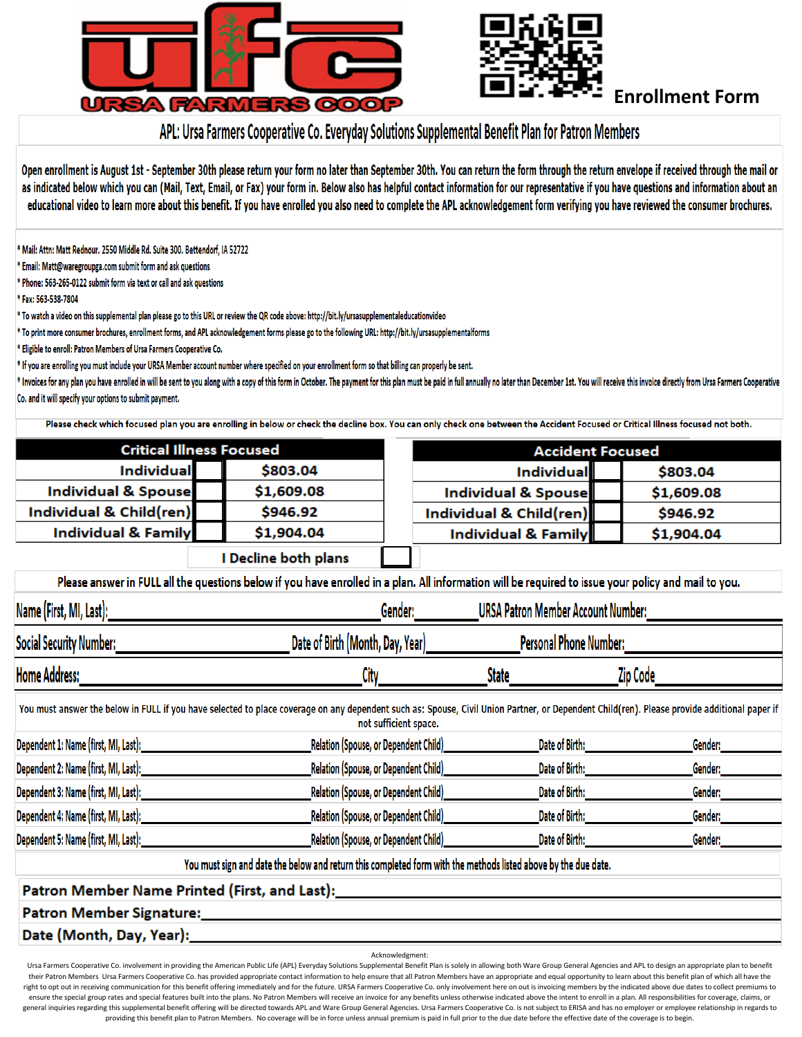# UFC URSA FARMERS COOP

## Enrollment Form

## APL: Ursa Farmers Cooperative Co. Everyday Solutions Supplemental Benefit Plan for Patron Members

Open enrollment is August 1st - September 30th please return your form no later than September 30th. You can return the form through the return envelope if received through the mail or as indicated below which you can (Mail, Text, Email, or Fax) your form in. Below also has helpful contact information for our representative if you have questions and information about an educational video to learn more about this benefit. If you have enrolled you also need to complete the APL acknowledgement form verifying you have reviewed the consumer brochures.

* Mail: Attn: Matt Rednour. 2550 Middle Rd. Suite 300. Bettendorf, IA 52722
* Email: Matt@waregroupga.com submit form and ask questions
* Phone: 563-265-0122 submit form via text or call and ask questions
* Fax: 563-538-7804
* To watch a video on this supplemental plan please go to this URL or review the QR code above: http://bit.ly/ursasupplementaleducationvideo
* To print more consumer brochures, enrollment forms, and APL acknowledgement forms please go to the following URL: http://bit.ly/ursasupplementalforms
* Eligible to enroll: Patron Members of Ursa Farmers Cooperative Co.
* If you are enrolling you must include your URSA Member account number where specified on your enrollment form so that billing can properly be sent.
* Invoices for any plan you have enrolled in will be sent to you along with a copy of this form in October. The payment for this plan must be paid in full annually no later than December 1st. You will receive this invoice directly from Ursa Farmers Cooperative Co. and it will specify your options to submit payment.

Please check which focused plan you are enrolling in below or check the decline box. You can only check one between the Accident Focused or Critical Illness focused not both.

| Critical Illness Focused | | | Accident Focused | | |
|---|---|---|---|---|---|
| Individual | ☐ | $803.04 | Individual | ☐ | $803.04 |
| Individual & Spouse | ☐ | $1,609.08 | Individual & Spouse | ☐ | $1,609.08 |
| Individual & Child(ren) | ☐ | $946.92 | Individual & Child(ren) | ☐ | $946.92 |
| Individual & Family | ☐ | $1,904.04 | Individual & Family | ☐ | $1,904.04 |

I Decline both plans ☐

Please answer in FULL all the questions below if you have enrolled in a plan. All information will be required to issue your policy and mail to you.

Name (First, MI, Last):____________________ Gender:__________ URSA Patron Member Account Number:__________

Social Security Number:__________ Date of Birth (Month, Day, Year)__________ Personal Phone Number:__________

Home Address:____________________ City__________ State__________ Zip Code__________

You must answer the below in FULL if you have selected to place coverage on any dependent such as: Spouse, Civil Union Partner, or Dependent Child(ren). Please provide additional paper if not sufficient space.

Dependent 1: Name (first, MI, Last):__________ Relation (Spouse, or Dependent Child)__________ Date of Birth:__________ Gender:__________

Dependent 2: Name (first, MI, Last):__________ Relation (Spouse, or Dependent Child)__________ Date of Birth:__________ Gender:__________

Dependent 3: Name (first, MI, Last):__________ Relation (Spouse, or Dependent Child)__________ Date of Birth:__________ Gender:__________

Dependent 4: Name (first, MI, Last):__________ Relation (Spouse, or Dependent Child)__________ Date of Birth:__________ Gender:__________

Dependent 5: Name (first, MI, Last):__________ Relation (Spouse, or Dependent Child)__________ Date of Birth:__________ Gender:__________

You must sign and date the below and return this completed form with the methods listed above by the due date.

**Patron Member Name Printed (First, and Last):**____________________

**Patron Member Signature:**____________________

**Date (Month, Day, Year):**____________________

Acknowledgment:

Ursa Farmers Cooperative Co. involvement in providing the American Public Life (APL) Everyday Solutions Supplemental Benefit Plan is solely in allowing both Ware Group General Agencies and APL to design an appropriate plan to benefit their Patron Members. Ursa Farmers Cooperative Co. has provided appropriate contact information to help ensure that all Patron Members have an appropriate and equal opportunity to learn about this benefit plan of which all have the right to opt out in receiving communication for this benefit offering immediately and for the future. URSA Farmers Cooperative Co. only involvement here on out is invoicing members by the indicated above due dates to collect premiums to ensure the special group rates and special features built into the plans. No Patron Members will receive an invoice for any benefits unless otherwise indicated above the intent to enroll in a plan. All responsibilities for coverage, claims, or general inquiries regarding this supplemental benefit offering will be directed towards APL and Ware Group General Agencies. Ursa Farmers Cooperative Co. is not subject to ERISA and has no employer or employee relationship in regards to providing this benefit plan to Patron Members. No coverage will be in force unless annual premium is paid in full prior to the due date before the effective date of the coverage is to begin.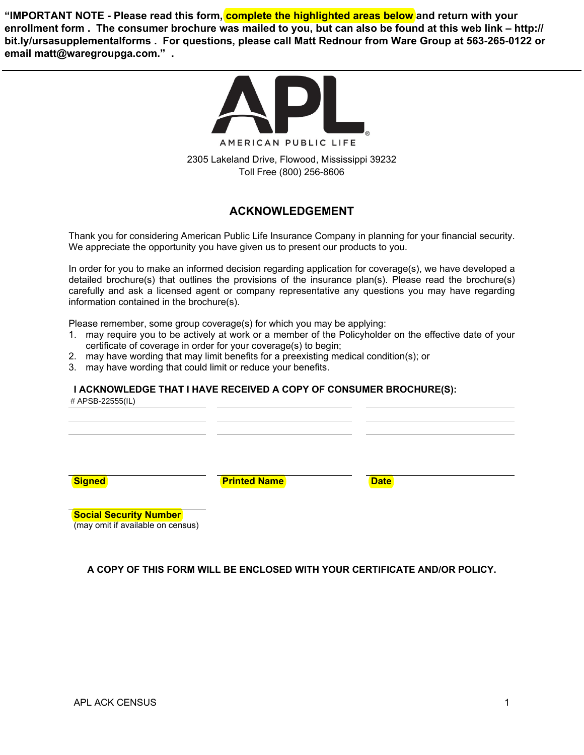**"IMPORTANT NOTE - Please read this form, complete the highlighted areas below and return with your enrollment form . The consumer brochure was mailed to you, but can also be found at this web link – http://bit.ly/ursasupplementalforms . For questions, please call Matt Rednour from Ware Group at 563-265-0122 or email matt@waregroupga.com." .**

AMERICAN PUBLIC LIFE

2305 Lakeland Drive, Flowood, Mississippi 39232
Toll Free (800) 256-8606

## ACKNOWLEDGEMENT

Thank you for considering American Public Life Insurance Company in planning for your financial security. We appreciate the opportunity you have given us to present our products to you.

In order for you to make an informed decision regarding application for coverage(s), we have developed a detailed brochure(s) that outlines the provisions of the insurance plan(s). Please read the brochure(s) carefully and ask a licensed agent or company representative any questions you may have regarding information contained in the brochure(s).

Please remember, some group coverage(s) for which you may be applying:

1. may require you to be actively at work or a member of the Policyholder on the effective date of your certificate of coverage in order for your coverage(s) to begin;
2. may have wording that may limit benefits for a preexisting medical condition(s); or
3. may have wording that could limit or reduce your benefits.

**I ACKNOWLEDGE THAT I HAVE RECEIVED A COPY OF CONSUMER BROCHURE(S):**

# APSB-22555(IL)

**Signed** | **Printed Name** | **Date**

**Social Security Number**
(may omit if available on census)

**A COPY OF THIS FORM WILL BE ENCLOSED WITH YOUR CERTIFICATE AND/OR POLICY.**

APL ACK CENSUS